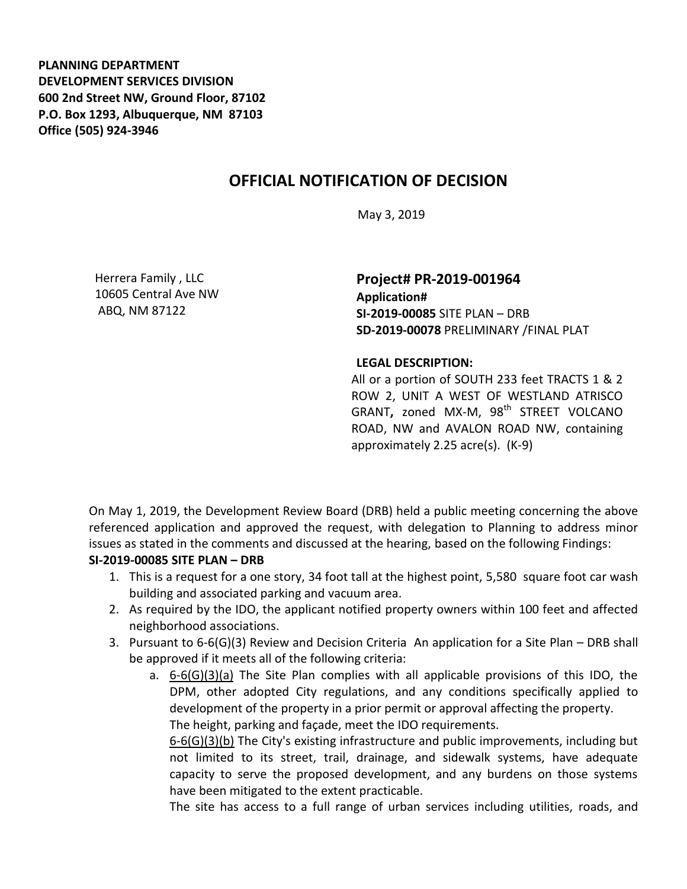**PLANNING DEPARTMENT**
**DEVELOPMENT SERVICES DIVISION**
**600 2nd Street NW, Ground Floor, 87102**
**P.O. Box 1293, Albuquerque, NM 87103**
**Office (505) 924-3946**

# OFFICIAL NOTIFICATION OF DECISION

May 3, 2019

Herrera Family , LLC
10605 Central Ave NW
ABQ, NM 87122

**Project# PR-2019-001964**
**Application#**
**SI-2019-00085** SITE PLAN – DRB
**SD-2019-00078** PRELIMINARY /FINAL PLAT

**LEGAL DESCRIPTION:**
All or a portion of SOUTH 233 feet TRACTS 1 & 2 ROW 2, UNIT A WEST OF WESTLAND ATRISCO GRANT**,** zoned MX-M, 98th STREET VOLCANO ROAD, NW and AVALON ROAD NW, containing approximately 2.25 acre(s). (K-9)

On May 1, 2019, the Development Review Board (DRB) held a public meeting concerning the above referenced application and approved the request, with delegation to Planning to address minor issues as stated in the comments and discussed at the hearing, based on the following Findings:

**SI-2019-00085 SITE PLAN – DRB**

1. This is a request for a one story, 34 foot tall at the highest point, 5,580 square foot car wash building and associated parking and vacuum area.
2. As required by the IDO, the applicant notified property owners within 100 feet and affected neighborhood associations.
3. Pursuant to 6-6(G)(3) Review and Decision Criteria An application for a Site Plan – DRB shall be approved if it meets all of the following criteria:
   a. 6-6(G)(3)(a) The Site Plan complies with all applicable provisions of this IDO, the DPM, other adopted City regulations, and any conditions specifically applied to development of the property in a prior permit or approval affecting the property.
   The height, parking and façade, meet the IDO requirements.
   6-6(G)(3)(b) The City's existing infrastructure and public improvements, including but not limited to its street, trail, drainage, and sidewalk systems, have adequate capacity to serve the proposed development, and any burdens on those systems have been mitigated to the extent practicable.
   The site has access to a full range of urban services including utilities, roads, and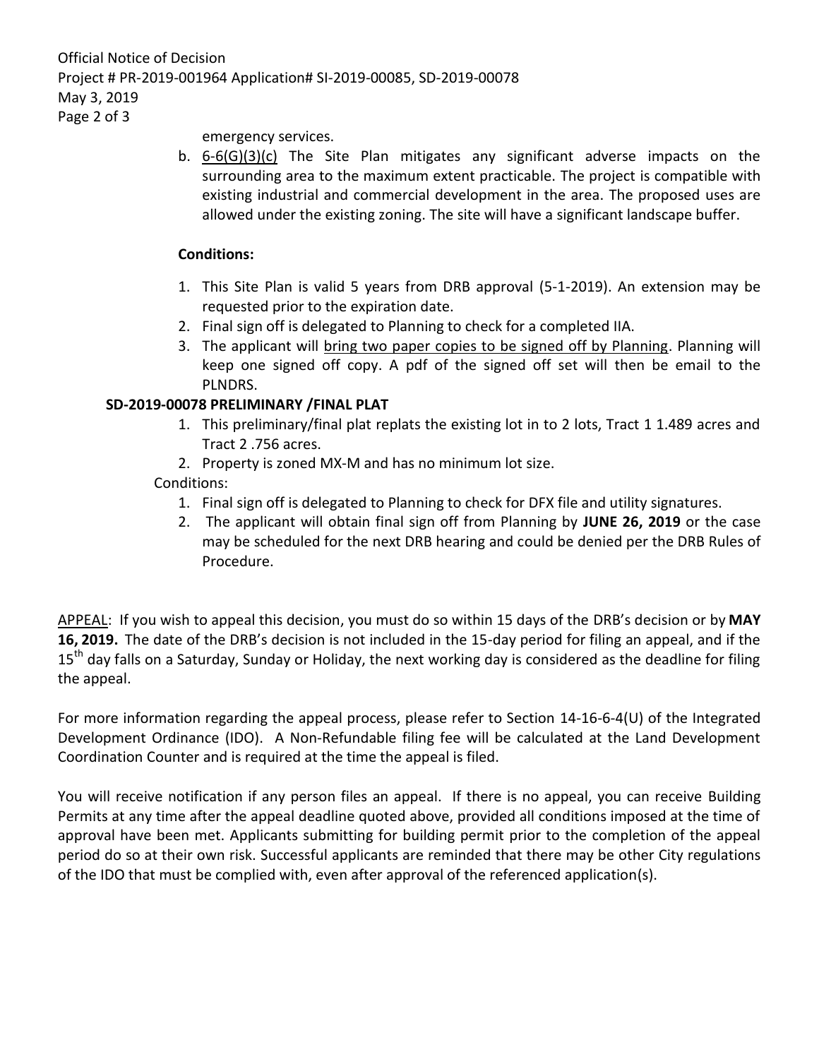emergency services.

b. 6-6(G)(3)(c) The Site Plan mitigates any significant adverse impacts on the surrounding area to the maximum extent practicable. The project is compatible with existing industrial and commercial development in the area. The proposed uses are allowed under the existing zoning. The site will have a significant landscape buffer.

**Conditions:**

1. This Site Plan is valid 5 years from DRB approval (5-1-2019). An extension may be requested prior to the expiration date.
2. Final sign off is delegated to Planning to check for a completed IIA.
3. The applicant will bring two paper copies to be signed off by Planning. Planning will keep one signed off copy. A pdf of the signed off set will then be email to the PLNDRS.

**SD-2019-00078 PRELIMINARY /FINAL PLAT**

1. This preliminary/final plat replats the existing lot in to 2 lots, Tract 1 1.489 acres and Tract 2 .756 acres.
2. Property is zoned MX-M and has no minimum lot size.

Conditions:

1. Final sign off is delegated to Planning to check for DFX file and utility signatures.
2. The applicant will obtain final sign off from Planning by **JUNE 26, 2019** or the case may be scheduled for the next DRB hearing and could be denied per the DRB Rules of Procedure.

APPEAL: If you wish to appeal this decision, you must do so within 15 days of the DRB's decision or by **MAY 16, 2019.** The date of the DRB's decision is not included in the 15-day period for filing an appeal, and if the 15th day falls on a Saturday, Sunday or Holiday, the next working day is considered as the deadline for filing the appeal.

For more information regarding the appeal process, please refer to Section 14-16-6-4(U) of the Integrated Development Ordinance (IDO). A Non-Refundable filing fee will be calculated at the Land Development Coordination Counter and is required at the time the appeal is filed.

You will receive notification if any person files an appeal. If there is no appeal, you can receive Building Permits at any time after the appeal deadline quoted above, provided all conditions imposed at the time of approval have been met. Applicants submitting for building permit prior to the completion of the appeal period do so at their own risk. Successful applicants are reminded that there may be other City regulations of the IDO that must be complied with, even after approval of the referenced application(s).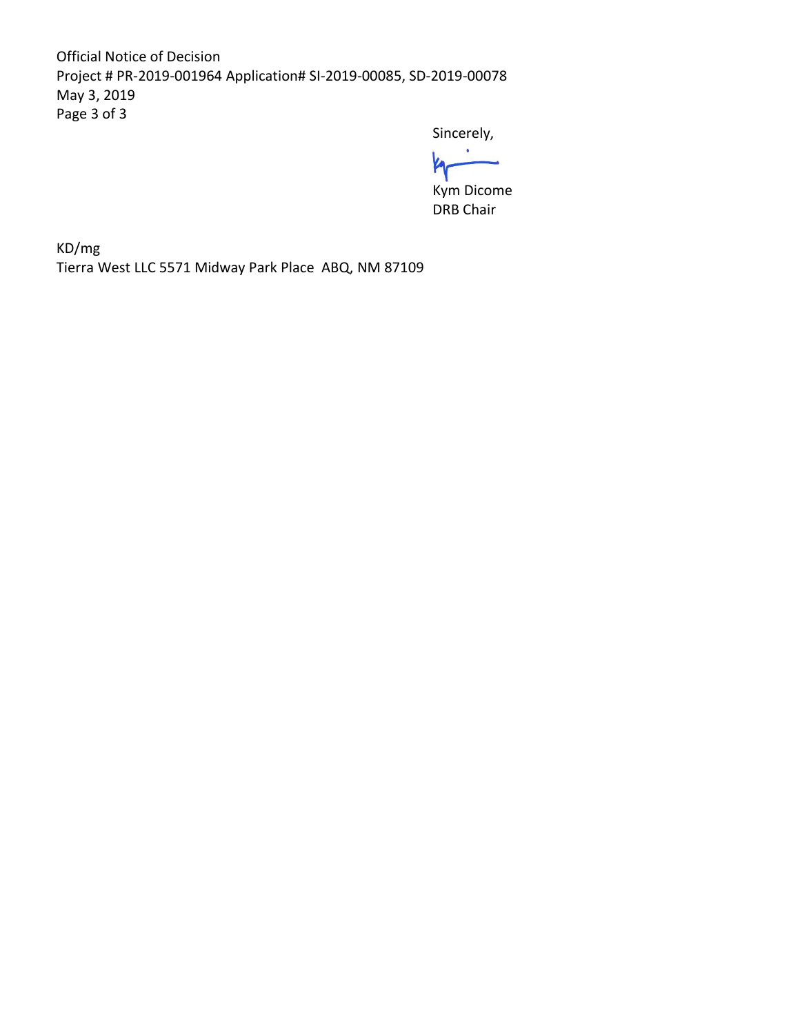Sincerely,

Kym Dicome
DRB Chair

KD/mg
Tierra West LLC 5571 Midway Park Place ABQ, NM 87109